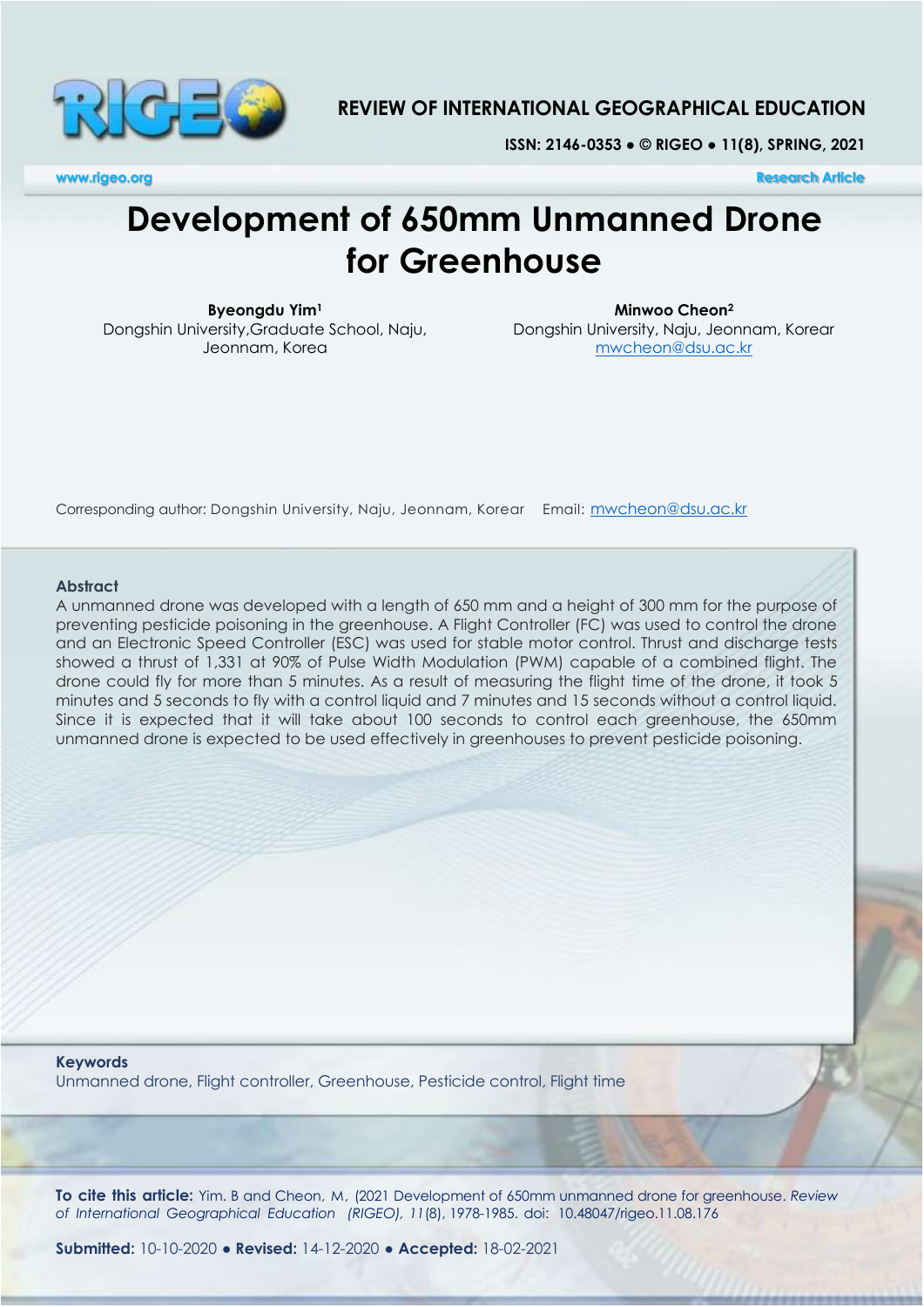# Development of 650mm Unmanned Drone for Greenhouse

**Byeongdu Yim**[1]
Dongshin University,Graduate School, Naju, Jeonnam, Korea

**Minwoo Cheon**[2]
Dongshin University, Naju, Jeonnam, Korear
mwcheon@dsu.ac.kr

Corresponding author: Dongshin University, Naju, Jeonnam, Korear   Email: mwcheon@dsu.ac.kr

### Abstract

A unmanned drone was developed with a length of 650 mm and a height of 300 mm for the purpose of preventing pesticide poisoning in the greenhouse. A Flight Controller (FC) was used to control the drone and an Electronic Speed Controller (ESC) was used for stable motor control. Thrust and discharge tests showed a thrust of 1,331 at 90% of Pulse Width Modulation (PWM) capable of a combined flight. The drone could fly for more than 5 minutes. As a result of measuring the flight time of the drone, it took 5 minutes and 5 seconds to fly with a control liquid and 7 minutes and 15 seconds without a control liquid. Since it is expected that it will take about 100 seconds to control each greenhouse, the 650mm unmanned drone is expected to be used effectively in greenhouses to prevent pesticide poisoning.

### Keywords

Unmanned drone, Flight controller, Greenhouse, Pesticide control, Flight time

**To cite this article:** Yim. B and Cheon, M, (2021 Development of 650mm unmanned drone for greenhouse. *Review of International Geographical Education (RIGEO), 11*(8), 1978-1985. doi: 10.48047/rigeo.11.08.176

**Submitted:** 10-10-2020 ● **Revised:** 14-12-2020 ● **Accepted:** 18-02-2021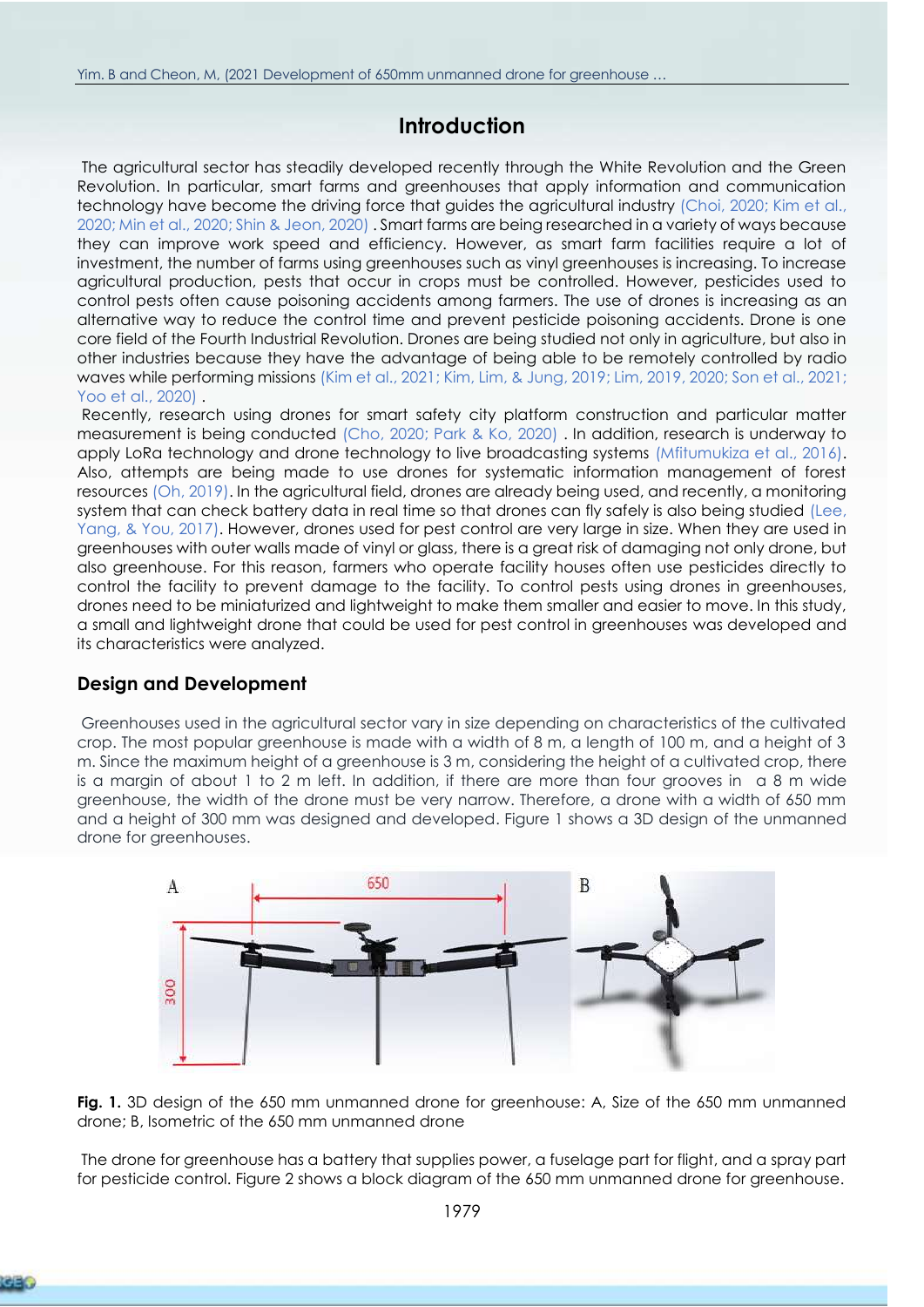## Introduction

The agricultural sector has steadily developed recently through the White Revolution and the Green Revolution. In particular, smart farms and greenhouses that apply information and communication technology have become the driving force that guides the agricultural industry (Choi, 2020; Kim et al., 2020; Min et al., 2020; Shin & Jeon, 2020) . Smart farms are being researched in a variety of ways because they can improve work speed and efficiency. However, as smart farm facilities require a lot of investment, the number of farms using greenhouses such as vinyl greenhouses is increasing. To increase agricultural production, pests that occur in crops must be controlled. However, pesticides used to control pests often cause poisoning accidents among farmers. The use of drones is increasing as an alternative way to reduce the control time and prevent pesticide poisoning accidents. Drone is one core field of the Fourth Industrial Revolution. Drones are being studied not only in agriculture, but also in other industries because they have the advantage of being able to be remotely controlled by radio waves while performing missions (Kim et al., 2021; Kim, Lim, & Jung, 2019; Lim, 2019, 2020; Son et al., 2021; Yoo et al., 2020) .

Recently, research using drones for smart safety city platform construction and particular matter measurement is being conducted (Cho, 2020; Park & Ko, 2020) . In addition, research is underway to apply LoRa technology and drone technology to live broadcasting systems (Mfitumukiza et al., 2016). Also, attempts are being made to use drones for systematic information management of forest resources (Oh, 2019). In the agricultural field, drones are already being used, and recently, a monitoring system that can check battery data in real time so that drones can fly safely is also being studied (Lee, Yang, & You, 2017). However, drones used for pest control are very large in size. When they are used in greenhouses with outer walls made of vinyl or glass, there is a great risk of damaging not only drone, but also greenhouse. For this reason, farmers who operate facility houses often use pesticides directly to control the facility to prevent damage to the facility. To control pests using drones in greenhouses, drones need to be miniaturized and lightweight to make them smaller and easier to move. In this study, a small and lightweight drone that could be used for pest control in greenhouses was developed and its characteristics were analyzed.

### Design and Development

Greenhouses used in the agricultural sector vary in size depending on characteristics of the cultivated crop. The most popular greenhouse is made with a width of 8 m, a length of 100 m, and a height of 3 m. Since the maximum height of a greenhouse is 3 m, considering the height of a cultivated crop, there is a margin of about 1 to 2 m left. In addition, if there are more than four grooves in a 8 m wide greenhouse, the width of the drone must be very narrow. Therefore, a drone with a width of 650 mm and a height of 300 mm was designed and developed. Figure 1 shows a 3D design of the unmanned drone for greenhouses.

**Fig. 1.** 3D design of the 650 mm unmanned drone for greenhouse: A, Size of the 650 mm unmanned drone; B, Isometric of the 650 mm unmanned drone

The drone for greenhouse has a battery that supplies power, a fuselage part for flight, and a spray part for pesticide control. Figure 2 shows a block diagram of the 650 mm unmanned drone for greenhouse.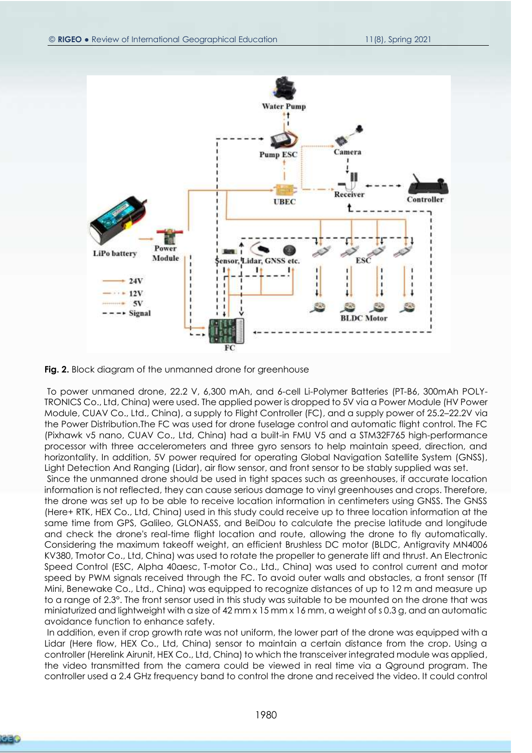**Fig. 2.** Block diagram of the unmanned drone for greenhouse

To power unmaned drone, 22.2 V, 6,300 mAh, and 6-cell Li-Polymer Batteries (PT-B6, 300mAh POLY-TRONICS Co., Ltd, China) were used. The applied power is dropped to 5V via a Power Module (HV Power Module, CUAV Co., Ltd., China), a supply to Flight Controller (FC), and a supply power of 25.2–22.2V via the Power Distribution.The FC was used for drone fuselage control and automatic flight control. The FC (Pixhawk v5 nano, CUAV Co., Ltd, China) had a built-in FMU V5 and a STM32F765 high-performance processor with three accelerometers and three gyro sensors to help maintain speed, direction, and horizontality. In addition, 5V power required for operating Global Navigation Satellite System (GNSS), Light Detection And Ranging (Lidar), air flow sensor, and front sensor to be stably supplied was set.

Since the unmanned drone should be used in tight spaces such as greenhouses, if accurate location information is not reflected, they can cause serious damage to vinyl greenhouses and crops. Therefore, the drone was set up to be able to receive location information in centimeters using GNSS. The GNSS (Here+ RTK, HEX Co., Ltd, China) used in this study could receive up to three location information at the same time from GPS, Galileo, GLONASS, and BeiDou to calculate the precise latitude and longitude and check the drone's real-time flight location and route, allowing the drone to fly automatically. Considering the maximum takeoff weight, an efficient Brushless DC motor (BLDC, Antigravity MN4006 KV380, Tmotor Co., Ltd, China) was used to rotate the propeller to generate lift and thrust. An Electronic Speed Control (ESC, Alpha 40aesc, T-motor Co., Ltd., China) was used to control current and motor speed by PWM signals received through the FC. To avoid outer walls and obstacles, a front sensor (Tf Mini, Benewake Co., Ltd., China) was equipped to recognize distances of up to 12 m and measure up to a range of 2.3°. The front sensor used in this study was suitable to be mounted on the drone that was miniaturized and lightweight with a size of 42 mm x 15 mm x 16 mm, a weight of s 0.3 g, and an automatic avoidance function to enhance safety.

In addition, even if crop growth rate was not uniform, the lower part of the drone was equipped with a Lidar (Here flow, HEX Co., Ltd, China) sensor to maintain a certain distance from the crop. Using a controller (Herelink Airunit, HEX Co., Ltd, China) to which the transceiver integrated module was applied, the video transmitted from the camera could be viewed in real time via a Qground program. The controller used a 2.4 GHz frequency band to control the drone and received the video. It could control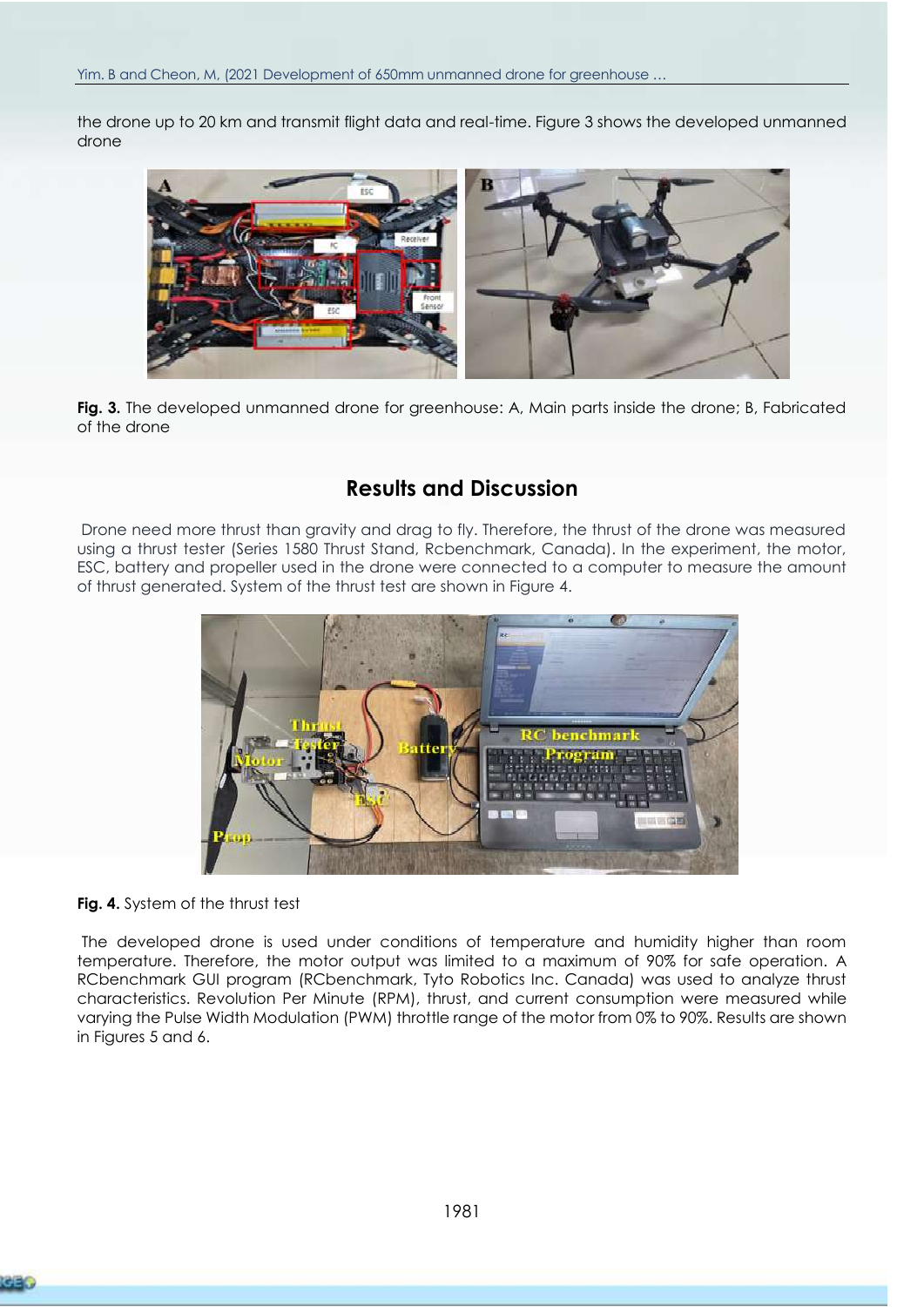the drone up to 20 km and transmit flight data and real-time. Figure 3 shows the developed unmanned drone

**Fig. 3.** The developed unmanned drone for greenhouse: A, Main parts inside the drone; B, Fabricated of the drone

## Results and Discussion

Drone need more thrust than gravity and drag to fly. Therefore, the thrust of the drone was measured using a thrust tester (Series 1580 Thrust Stand, Rcbenchmark, Canada). In the experiment, the motor, ESC, battery and propeller used in the drone were connected to a computer to measure the amount of thrust generated. System of the thrust test are shown in Figure 4.

**Fig. 4.** System of the thrust test

The developed drone is used under conditions of temperature and humidity higher than room temperature. Therefore, the motor output was limited to a maximum of 90% for safe operation. A RCbenchmark GUI program (RCbenchmark, Tyto Robotics Inc. Canada) was used to analyze thrust characteristics. Revolution Per Minute (RPM), thrust, and current consumption were measured while varying the Pulse Width Modulation (PWM) throttle range of the motor from 0% to 90%. Results are shown in Figures 5 and 6.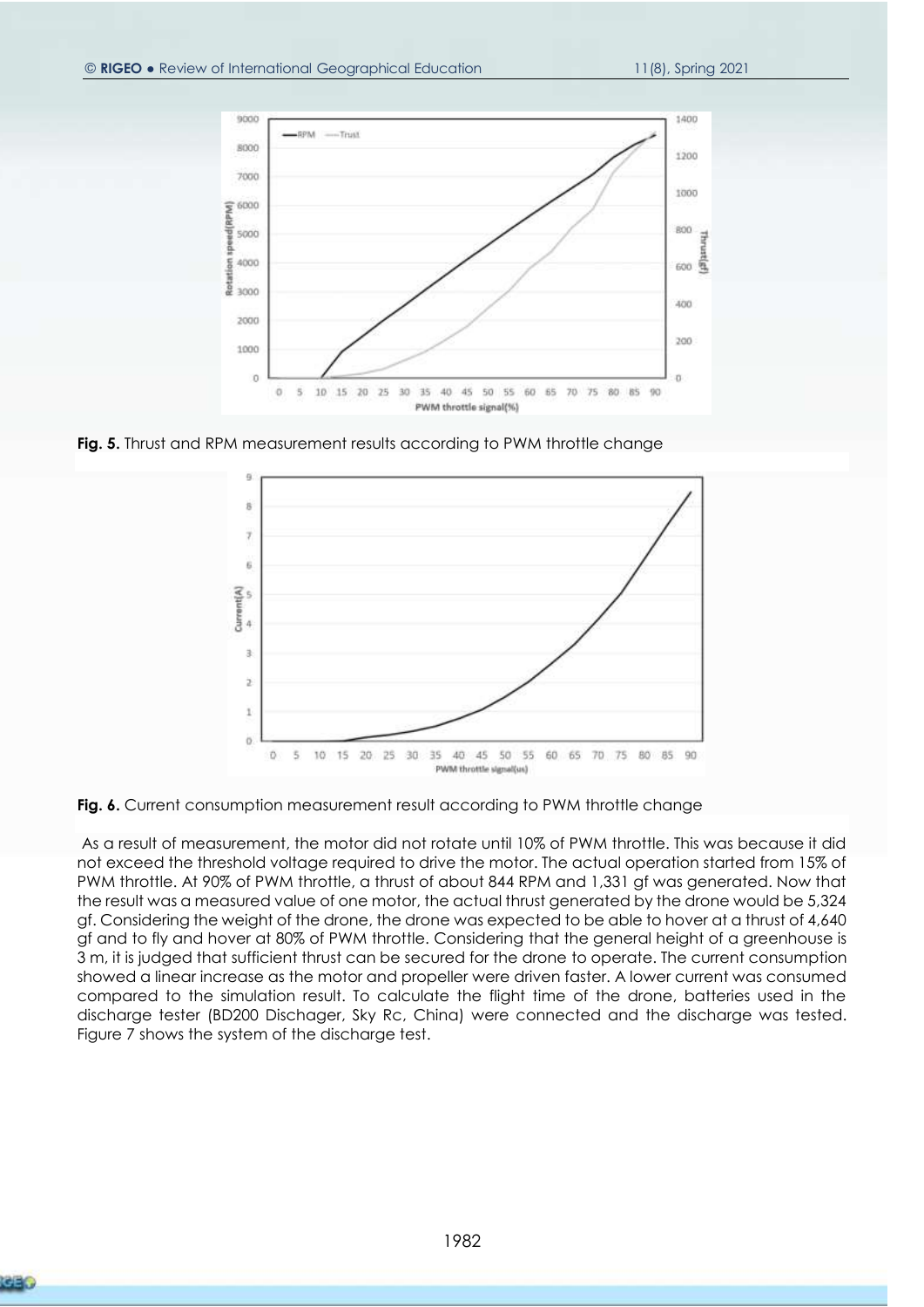**Fig. 5.** Thrust and RPM measurement results according to PWM throttle change

**Fig. 6.** Current consumption measurement result according to PWM throttle change

As a result of measurement, the motor did not rotate until 10% of PWM throttle. This was because it did not exceed the threshold voltage required to drive the motor. The actual operation started from 15% of PWM throttle. At 90% of PWM throttle, a thrust of about 844 RPM and 1,331 gf was generated. Now that the result was a measured value of one motor, the actual thrust generated by the drone would be 5,324 gf. Considering the weight of the drone, the drone was expected to be able to hover at a thrust of 4,640 gf and to fly and hover at 80% of PWM throttle. Considering that the general height of a greenhouse is 3 m, it is judged that sufficient thrust can be secured for the drone to operate. The current consumption showed a linear increase as the motor and propeller were driven faster. A lower current was consumed compared to the simulation result. To calculate the flight time of the drone, batteries used in the discharge tester (BD200 Dischager, Sky Rc, China) were connected and the discharge was tested. Figure 7 shows the system of the discharge test.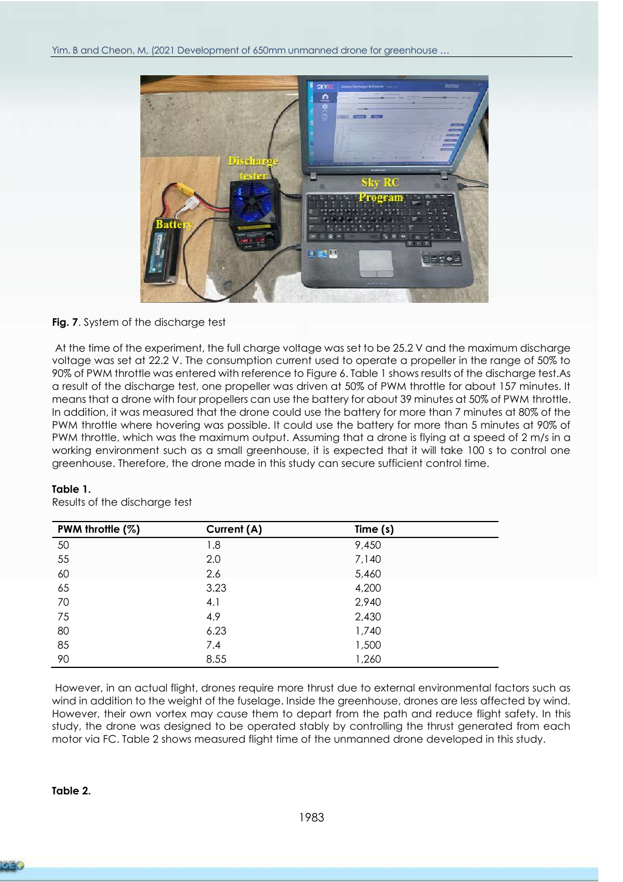**Fig. 7**. System of the discharge test

At the time of the experiment, the full charge voltage was set to be 25.2 V and the maximum discharge voltage was set at 22.2 V. The consumption current used to operate a propeller in the range of 50% to 90% of PWM throttle was entered with reference to Figure 6. Table 1 shows results of the discharge test.As a result of the discharge test, one propeller was driven at 50% of PWM throttle for about 157 minutes. It means that a drone with four propellers can use the battery for about 39 minutes at 50% of PWM throttle. In addition, it was measured that the drone could use the battery for more than 7 minutes at 80% of the PWM throttle where hovering was possible. It could use the battery for more than 5 minutes at 90% of PWM throttle, which was the maximum output. Assuming that a drone is flying at a speed of 2 m/s in a working environment such as a small greenhouse, it is expected that it will take 100 s to control one greenhouse. Therefore, the drone made in this study can secure sufficient control time.

**Table 1.**
Results of the discharge test

| PWM throttle (%) | Current (A) | Time (s) |
|---|---|---|
| 50 | 1.8 | 9,450 |
| 55 | 2.0 | 7,140 |
| 60 | 2.6 | 5,460 |
| 65 | 3.23 | 4,200 |
| 70 | 4.1 | 2,940 |
| 75 | 4.9 | 2,430 |
| 80 | 6.23 | 1,740 |
| 85 | 7.4 | 1,500 |
| 90 | 8.55 | 1,260 |

However, in an actual flight, drones require more thrust due to external environmental factors such as wind in addition to the weight of the fuselage. Inside the greenhouse, drones are less affected by wind. However, their own vortex may cause them to depart from the path and reduce flight safety. In this study, the drone was designed to be operated stably by controlling the thrust generated from each motor via FC. Table 2 shows measured flight time of the unmanned drone developed in this study.

**Table 2.**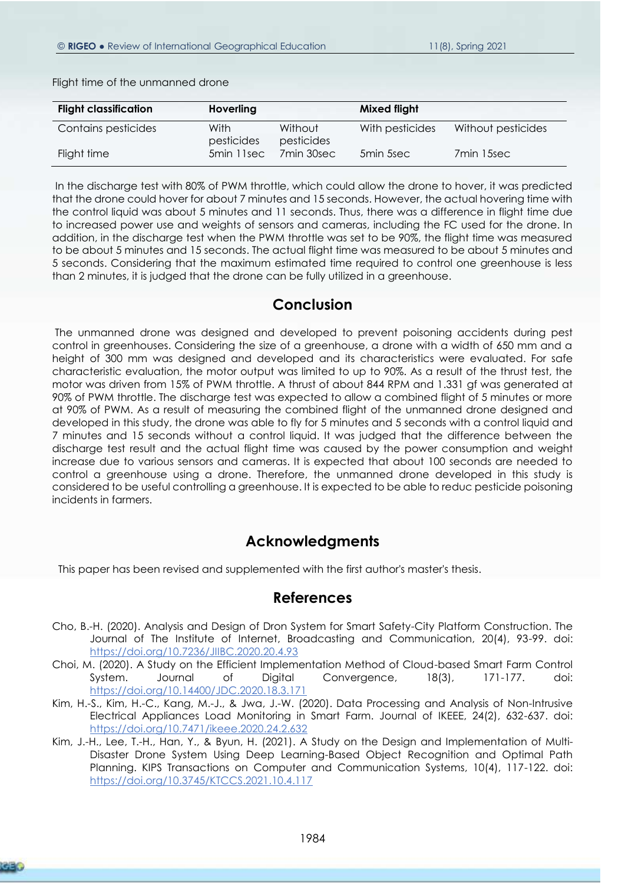Flight time of the unmanned drone

| Flight classification | Hoverling | | Mixed flight | |
|---|---|---|---|---|
| Contains pesticides | With pesticides | Without pesticides | With pesticides | Without pesticides |
| Flight time | 5min 11sec | 7min 30sec | 5min 5sec | 7min 15sec |

In the discharge test with 80% of PWM throttle, which could allow the drone to hover, it was predicted that the drone could hover for about 7 minutes and 15 seconds. However, the actual hovering time with the control liquid was about 5 minutes and 11 seconds. Thus, there was a difference in flight time due to increased power use and weights of sensors and cameras, including the FC used for the drone. In addition, in the discharge test when the PWM throttle was set to be 90%, the flight time was measured to be about 5 minutes and 15 seconds. The actual flight time was measured to be about 5 minutes and 5 seconds. Considering that the maximum estimated time required to control one greenhouse is less than 2 minutes, it is judged that the drone can be fully utilized in a greenhouse.

## Conclusion

The unmanned drone was designed and developed to prevent poisoning accidents during pest control in greenhouses. Considering the size of a greenhouse, a drone with a width of 650 mm and a height of 300 mm was designed and developed and its characteristics were evaluated. For safe characteristic evaluation, the motor output was limited to up to 90%. As a result of the thrust test, the motor was driven from 15% of PWM throttle. A thrust of about 844 RPM and 1.331 gf was generated at 90% of PWM throttle. The discharge test was expected to allow a combined flight of 5 minutes or more at 90% of PWM. As a result of measuring the combined flight of the unmanned drone designed and developed in this study, the drone was able to fly for 5 minutes and 5 seconds with a control liquid and 7 minutes and 15 seconds without a control liquid. It was judged that the difference between the discharge test result and the actual flight time was caused by the power consumption and weight increase due to various sensors and cameras. It is expected that about 100 seconds are needed to control a greenhouse using a drone. Therefore, the unmanned drone developed in this study is considered to be useful controlling a greenhouse. It is expected to be able to reduc pesticide poisoning incidents in farmers.

## Acknowledgments

This paper has been revised and supplemented with the first author's master's thesis.

## References

Cho, B.-H. (2020). Analysis and Design of Dron System for Smart Safety-City Platform Construction. The Journal of The Institute of Internet, Broadcasting and Communication, 20(4), 93-99. doi: https://doi.org/10.7236/JIIBC.2020.20.4.93

Choi, M. (2020). A Study on the Efficient Implementation Method of Cloud-based Smart Farm Control System. Journal of Digital Convergence, 18(3), 171-177. doi: https://doi.org/10.14400/JDC.2020.18.3.171

Kim, H.-S., Kim, H.-C., Kang, M.-J., & Jwa, J.-W. (2020). Data Processing and Analysis of Non-Intrusive Electrical Appliances Load Monitoring in Smart Farm. Journal of IKEEE, 24(2), 632-637. doi: https://doi.org/10.7471/ikeee.2020.24.2.632

Kim, J.-H., Lee, T.-H., Han, Y., & Byun, H. (2021). A Study on the Design and Implementation of Multi-Disaster Drone System Using Deep Learning-Based Object Recognition and Optimal Path Planning. KIPS Transactions on Computer and Communication Systems, 10(4), 117-122. doi: https://doi.org/10.3745/KTCCS.2021.10.4.117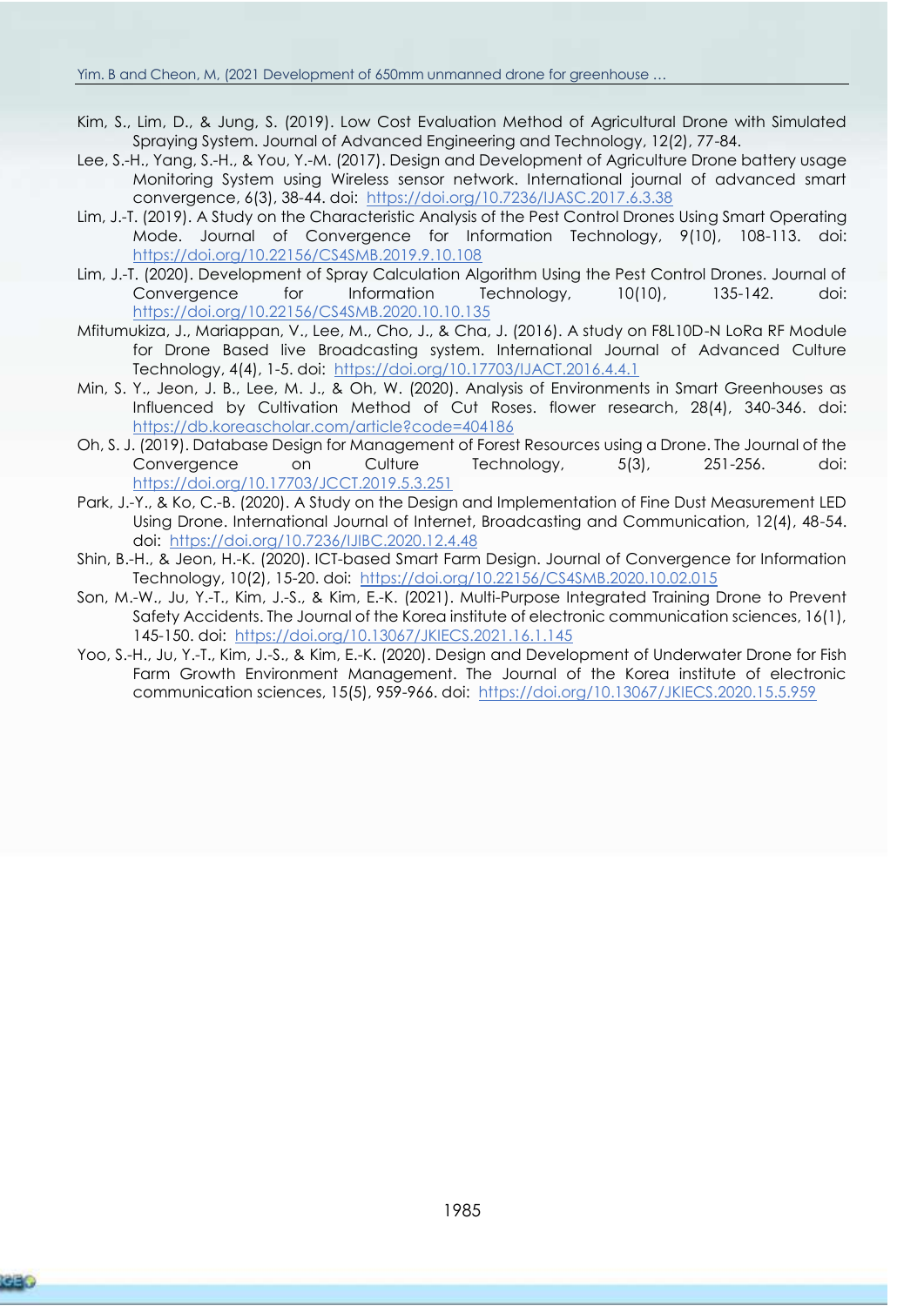Kim, S., Lim, D., & Jung, S. (2019). Low Cost Evaluation Method of Agricultural Drone with Simulated Spraying System. Journal of Advanced Engineering and Technology, 12(2), 77-84.

Lee, S.-H., Yang, S.-H., & You, Y.-M. (2017). Design and Development of Agriculture Drone battery usage Monitoring System using Wireless sensor network. International journal of advanced smart convergence, 6(3), 38-44. doi: https://doi.org/10.7236/IJASC.2017.6.3.38

Lim, J.-T. (2019). A Study on the Characteristic Analysis of the Pest Control Drones Using Smart Operating Mode. Journal of Convergence for Information Technology, 9(10), 108-113. doi: https://doi.org/10.22156/CS4SMB.2019.9.10.108

Lim, J.-T. (2020). Development of Spray Calculation Algorithm Using the Pest Control Drones. Journal of Convergence for Information Technology, 10(10), 135-142. doi: https://doi.org/10.22156/CS4SMB.2020.10.10.135

Mfitumukiza, J., Mariappan, V., Lee, M., Cho, J., & Cha, J. (2016). A study on F8L10D-N LoRa RF Module for Drone Based live Broadcasting system. International Journal of Advanced Culture Technology, 4(4), 1-5. doi: https://doi.org/10.17703/IJACT.2016.4.4.1

Min, S. Y., Jeon, J. B., Lee, M. J., & Oh, W. (2020). Analysis of Environments in Smart Greenhouses as Influenced by Cultivation Method of Cut Roses. flower research, 28(4), 340-346. doi: https://db.koreascholar.com/article?code=404186

Oh, S. J. (2019). Database Design for Management of Forest Resources using a Drone. The Journal of the Convergence on Culture Technology, 5(3), 251-256. doi: https://doi.org/10.17703/JCCT.2019.5.3.251

Park, J.-Y., & Ko, C.-B. (2020). A Study on the Design and Implementation of Fine Dust Measurement LED Using Drone. International Journal of Internet, Broadcasting and Communication, 12(4), 48-54. doi: https://doi.org/10.7236/IJIBC.2020.12.4.48

Shin, B.-H., & Jeon, H.-K. (2020). ICT-based Smart Farm Design. Journal of Convergence for Information Technology, 10(2), 15-20. doi: https://doi.org/10.22156/CS4SMB.2020.10.02.015

Son, M.-W., Ju, Y.-T., Kim, J.-S., & Kim, E.-K. (2021). Multi-Purpose Integrated Training Drone to Prevent Safety Accidents. The Journal of the Korea institute of electronic communication sciences, 16(1), 145-150. doi: https://doi.org/10.13067/JKIECS.2021.16.1.145

Yoo, S.-H., Ju, Y.-T., Kim, J.-S., & Kim, E.-K. (2020). Design and Development of Underwater Drone for Fish Farm Growth Environment Management. The Journal of the Korea institute of electronic communication sciences, 15(5), 959-966. doi: https://doi.org/10.13067/JKIECS.2020.15.5.959